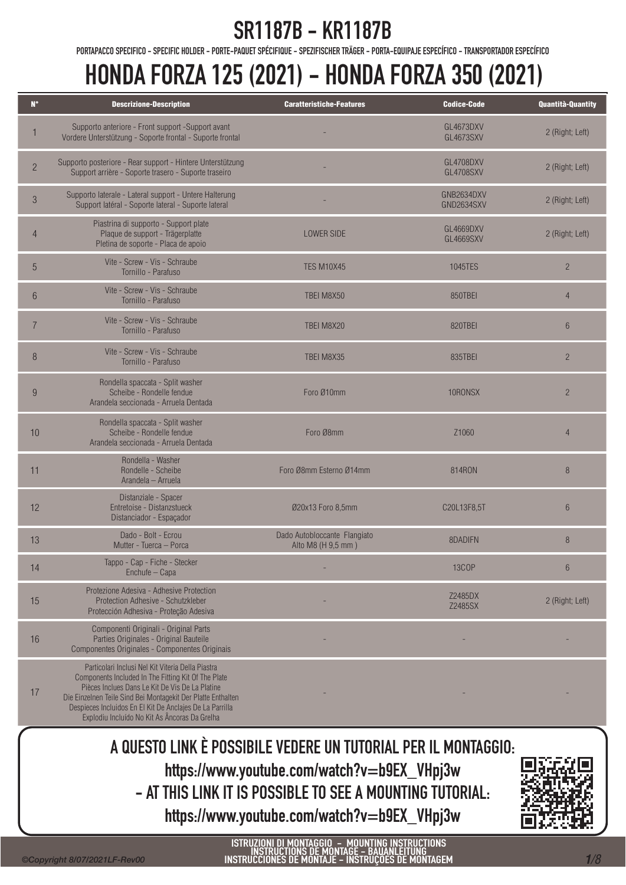# SR1187B - KR1187B

PORTAPACCO SPECIFICO - SPECIFIC HOLDER - PORTE-PAQUET SPÉCIFIQUE - SPEZIFISCHER TRÄGER - PORTA-EQUIPAJE ESPECÍFICO - TRANSPORTADOR ESPECÍFICO

# HONDA FORZA 125 (2021) - HONDA FORZA 350 (2021)

| N° | Descrizione-Description | Caratteristiche-Features | Codice-Code | Quantità-Quantity |
|---|---|---|---|---|
| 1 | Supporto anteriore - Front support -Support avant Vordere Unterstützung - Soporte frontal - Suporte frontal | - | GL4673DXV GL4673SXV | 2 (Right; Left) |
| 2 | Supporto posteriore - Rear support - Hintere Unterstützung Support arrière - Soporte trasero - Suporte traseiro | - | GL4708DXV GL4708SXV | 2 (Right; Left) |
| 3 | Supporto laterale - Lateral support - Untere Halterung Support latéral - Soporte lateral - Suporte lateral | - | GNB2634DXV GND2634SXV | 2 (Right; Left) |
| 4 | Piastrina di supporto - Support plate Plaque de support - Trägerplatte Pletina de soporte - Placa de apoio | LOWER SIDE | GL4669DXV GL4669SXV | 2 (Right; Left) |
| 5 | Vite - Screw - Vis - Schraube Tornillo - Parafuso | TES M10X45 | 1045TES | 2 |
| 6 | Vite - Screw - Vis - Schraube Tornillo - Parafuso | TBEI M8X50 | 850TBEI | 4 |
| 7 | Vite - Screw - Vis - Schraube Tornillo - Parafuso | TBEI M8X20 | 820TBEI | 6 |
| 8 | Vite - Screw - Vis - Schraube Tornillo - Parafuso | TBEI M8X35 | 835TBEI | 2 |
| 9 | Rondella spaccata - Split washer Scheibe - Rondelle fendue Arandela seccionada - Arruela Dentada | Foro Ø10mm | 10RONSX | 2 |
| 10 | Rondella spaccata - Split washer Scheibe - Rondelle fendue Arandela seccionada - Arruela Dentada | Foro Ø8mm | Z1060 | 4 |
| 11 | Rondella - Washer Rondelle - Scheibe Arandela – Arruela | Foro Ø8mm Esterno Ø14mm | 814RON | 8 |
| 12 | Distanziale - Spacer Entretoise - Distanzstueck Distanciador - Espaçador | Ø20x13 Foro 8,5mm | C20L13F8,5T | 6 |
| 13 | Dado - Bolt - Ecrou Mutter - Tuerca – Porca | Dado Autobloccante Flangiato Alto M8 (H 9,5 mm ) | 8DADIFN | 8 |
| 14 | Tappo - Cap - Fiche - Stecker Enchufe – Capa | - | 13COP | 6 |
| 15 | Protezione Adesiva - Adhesive Protection Protection Adhesive - Schutzkleber Protección Adhesiva - Proteção Adesiva | - | Z2485DX Z2485SX | 2 (Right; Left) |
| 16 | Componenti Originali - Original Parts Parties Originales - Original Bauteile Componentes Originales - Componentes Originais | - | - | - |
| 17 | Particolari Inclusi Nel Kit Viteria Della Piastra Components Included In The Fitting Kit Of The Plate Pièces Inclues Dans Le Kit De Vis De La Platine Die Einzelnen Teile Sind Bei Montagekit Der Platte Enthalten Despieces Incluidos En El Kit De Anclajes De La Parrilla Explodiu Incluído No Kit As Âncoras Da Grelha | - | - | - |

## A QUESTO LINK È POSSIBILE VEDERE UN TUTORIAL PER IL MONTAGGIO:

**https://www.youtube.com/watch?v=b9EX_VHpj3w**

## - AT THIS LINK IT IS POSSIBLE TO SEE A MOUNTING TUTORIAL:

**https://www.youtube.com/watch?v=b9EX_VHpj3w**

ISTRUZIONI DI MONTAGGIO - MOUNTING INSTRUCTIONS
INSTRUCTIONS DE MONTAGE - BAUANLEITUNG
INSTRUCCIONES DE MONTAJE - INSTRUÇÕES DE MONTAGEM

*©Copyright 8/07/2021LF-Rev00*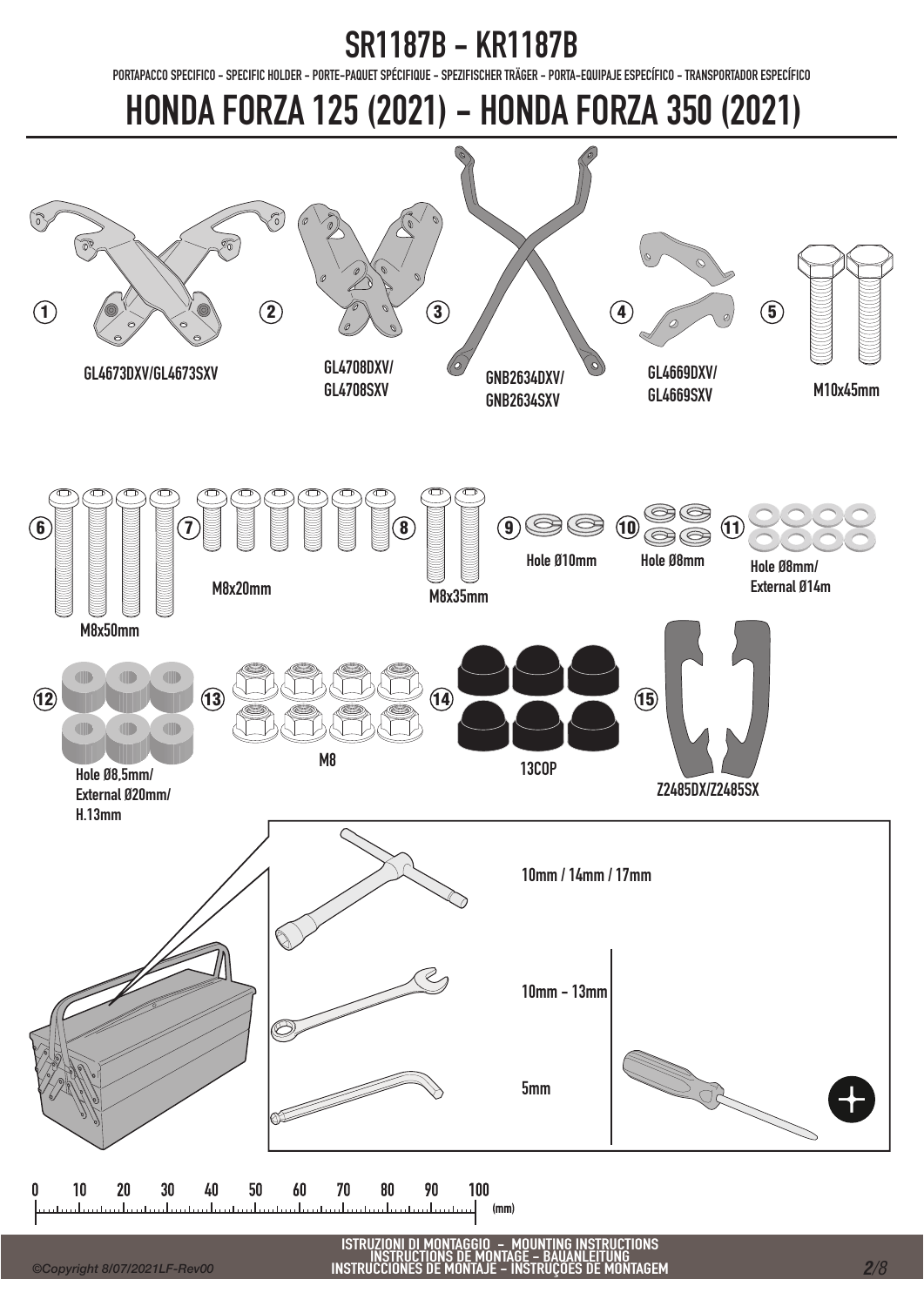# SR1187B - KR1187B

PORTAPACCO SPECIFICO - SPECIFIC HOLDER - PORTE-PAQUET SPÉCIFIQUE - SPEZIFISCHER TRÄGER - PORTA-EQUIPAJE ESPECÍFICO - TRANSPORTADOR ESPECÍFICO

# HONDA FORZA 125 (2021) - HONDA FORZA 350 (2021)

1. GL4673DXV/GL4673SXV
2. GL4708DXV/GL4708SXV
3. GNB2634DXV/GNB2634SXV
4. GL4669DXV/GL4669SXV
5. M10x45mm
6. M8x50mm
7. M8x20mm
8. M8x35mm
9. Hole Ø10mm
10. Hole Ø8mm
11. Hole Ø8mm/ External Ø14m
12. Hole Ø8,5mm/ External Ø20mm/ H.13mm
13. M8
14. 13COP
15. Z2485DX/Z2485SX

10mm / 14mm / 17mm

10mm - 13mm

5mm

0 10 20 30 40 50 60 70 80 90 100 (mm)

ISTRUZIONI DI MONTAGGIO - MOUNTING INSTRUCTIONS
INSTRUCTIONS DE MONTAGE - BAUANLEITUNG
INSTRUCCIONES DE MONTAJE - INSTRUÇÕES DE MONTAGEM

©Copyright 8/07/2021LF-Rev00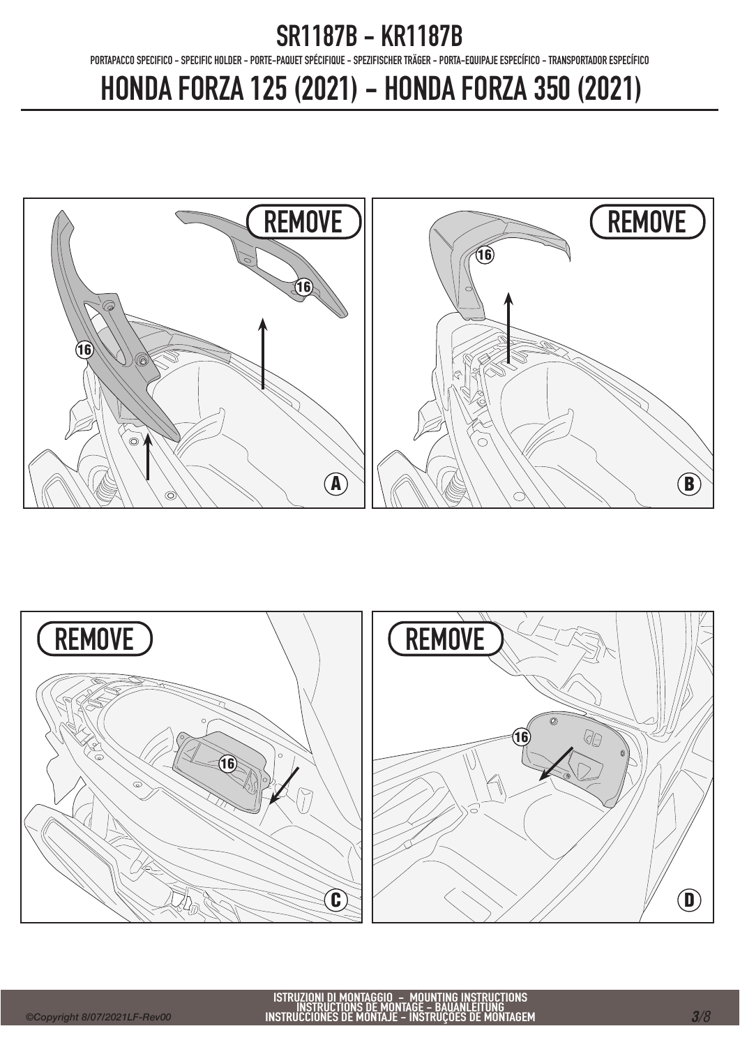# SR1187B - KR1187B

PORTAPACCO SPECIFICO - SPECIFIC HOLDER - PORTE-PAQUET SPÉCIFIQUE - SPEZIFISCHER TRÄGER - PORTA-EQUIPAJE ESPECÍFICO - TRANSPORTADOR ESPECÍFICO

# HONDA FORZA 125 (2021) - HONDA FORZA 350 (2021)

REMOVE

16

16

A

REMOVE

16

B

REMOVE

16

C

REMOVE

16

D

ISTRUZIONI DI MONTAGGIO - MOUNTING INSTRUCTIONS
INSTRUCTIONS DE MONTAGE - BAUANLEITUNG
INSTRUCCIONES DE MONTAJE - INSTRUÇÕES DE MONTAGEM

©Copyright 8/07/2021LF-Rev00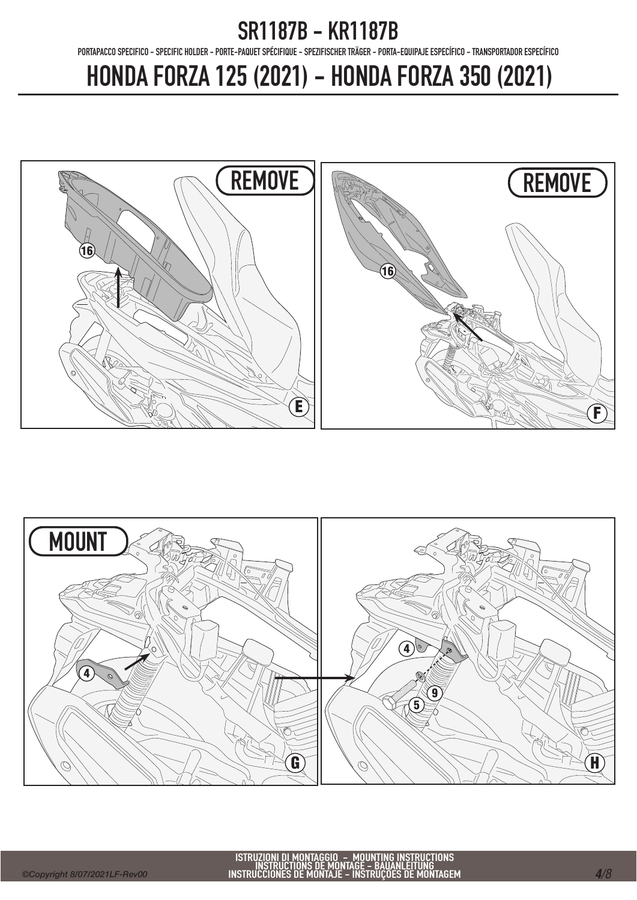# SR1187B - KR1187B

PORTAPACCO SPECIFICO - SPECIFIC HOLDER - PORTE-PAQUET SPÉCIFIQUE - SPEZIFISCHER TRÄGER - PORTA-EQUIPAJE ESPECÍFICO - TRANSPORTADOR ESPECÍFICO

# HONDA FORZA 125 (2021) - HONDA FORZA 350 (2021)

REMOVE

16

E

REMOVE

16

F

MOUNT

4

G

4

9

5

H

ISTRUZIONI DI MONTAGGIO – MOUNTING INSTRUCTIONS
INSTRUCTIONS DE MONTAGE – BAUANLEITUNG
INSTRUCCIONES DE MONTAJE – INSTRUÇÕES DE MONTAGEM

©Copyright 8/07/2021LF-Rev00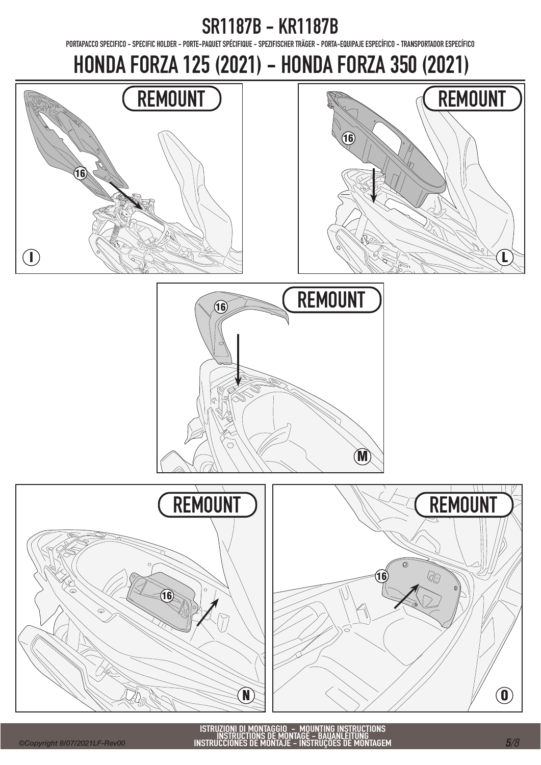# SR1187B - KR1187B

PORTAPACCO SPECIFICO - SPECIFIC HOLDER - PORTE-PAQUET SPÉCIFIQUE - SPEZIFISCHER TRÄGER - PORTA-EQUIPAJE ESPECÍFICO - TRANSPORTADOR ESPECÍFICO

# HONDA FORZA 125 (2021) - HONDA FORZA 350 (2021)

REMOUNT

16

I

REMOUNT

16

L

REMOUNT

16

M

REMOUNT

16

N

REMOUNT

16

O

ISTRUZIONI DI MONTAGGIO - MOUNTING INSTRUCTIONS
INSTRUCTIONS DE MONTAGE - BAUANLEITUNG
INSTRUCCIONES DE MONTAJE - INSTRUÇÕES DE MONTAGEM

©Copyright 8/07/2021LF-Rev00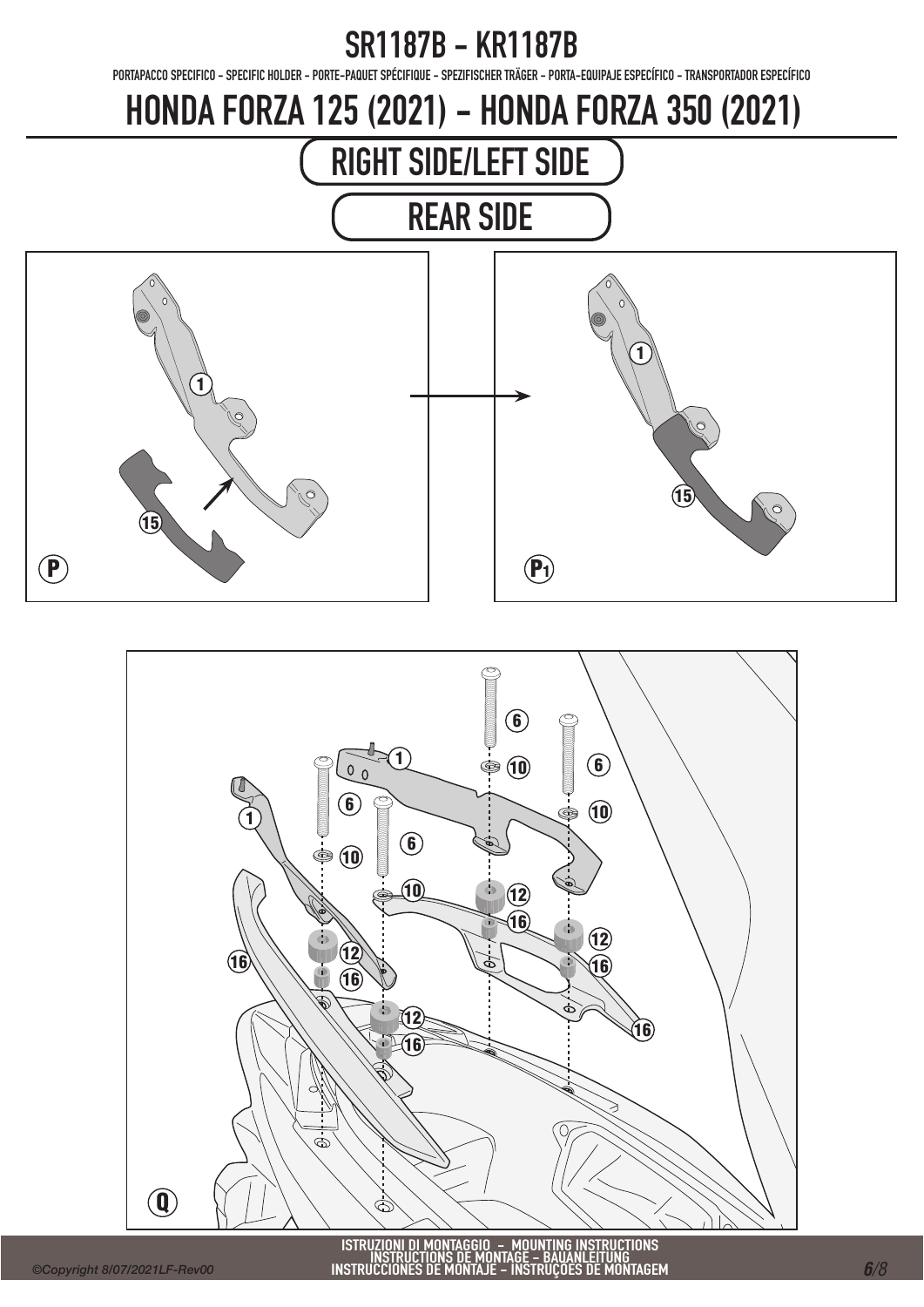# SR1187B - KR1187B

PORTAPACCO SPECIFICO - SPECIFIC HOLDER - PORTE-PAQUET SPÉCIFIQUE - SPEZIFISCHER TRÄGER - PORTA-EQUIPAJE ESPECÍFICO - TRANSPORTADOR ESPECÍFICO

# HONDA FORZA 125 (2021) - HONDA FORZA 350 (2021)

## RIGHT SIDE/LEFT SIDE

## REAR SIDE

ISTRUZIONI DI MONTAGGIO - MOUNTING INSTRUCTIONS
INSTRUCTIONS DE MONTAGE - BAUANLEITUNG
INSTRUCCIONES DE MONTAJE - INSTRUÇOES DE MONTAGEM

©Copyright 8/07/2021LF-Rev00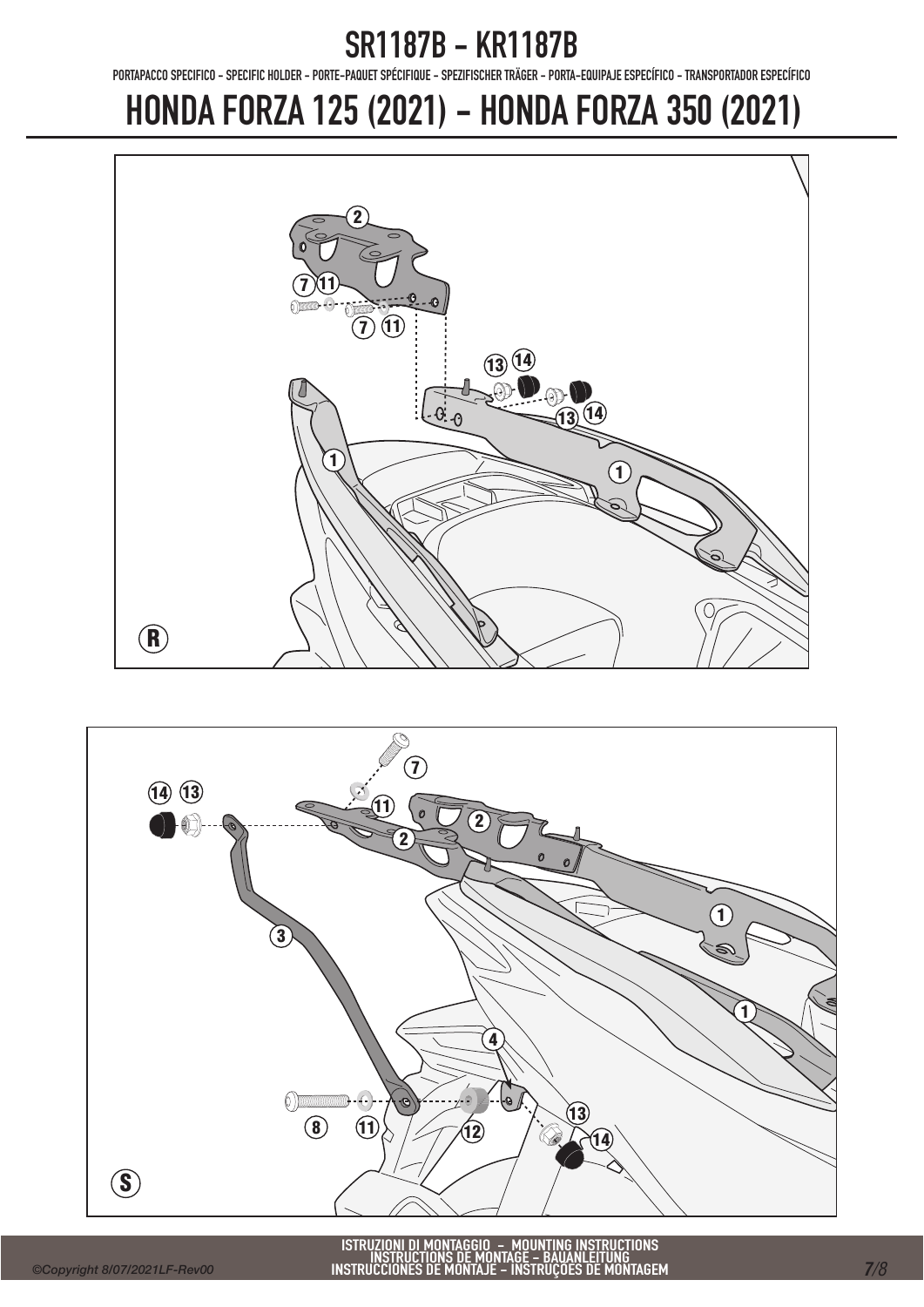# SR1187B - KR1187B

PORTAPACCO SPECIFICO - SPECIFIC HOLDER - PORTE-PAQUET SPÉCIFIQUE - SPEZIFISCHER TRÄGER - PORTA-EQUIPAJE ESPECÍFICO - TRANSPORTADOR ESPECÍFICO

# HONDA FORZA 125 (2021) - HONDA FORZA 350 (2021)

R

S

ISTRUZIONI DI MONTAGGIO - MOUNTING INSTRUCTIONS
INSTRUCTIONS DE MONTAGE - BAUANLEITUNG
INSTRUCCIONES DE MONTAJE - INSTRUÇOES DE MONTAGEM

©Copyright 8/07/2021LF-Rev00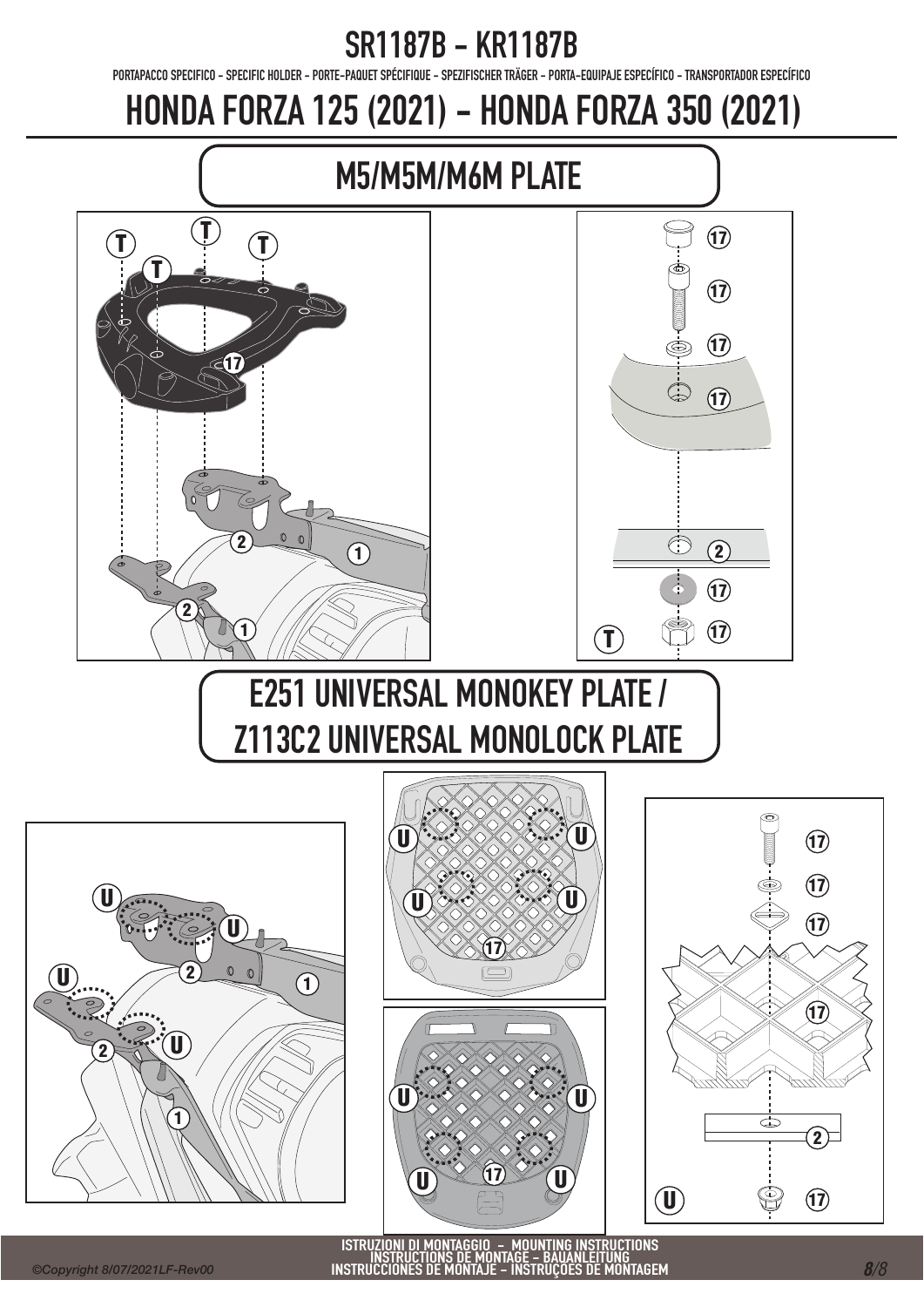# SR1187B - KR1187B

PORTAPACCO SPECIFICO - SPECIFIC HOLDER - PORTE-PAQUET SPÉCIFIQUE - SPEZIFISCHER TRÄGER - PORTA-EQUIPAJE ESPECÍFICO - TRANSPORTADOR ESPECÍFICO

# HONDA FORZA 125 (2021) - HONDA FORZA 350 (2021)

## M5/M5M/M6M PLATE

T T T T 17 2 1 2 1

17 17 17 17 2 17 T 17

## E251 UNIVERSAL MONOKEY PLATE / Z113C2 UNIVERSAL MONOLOCK PLATE

U U 2 1 U 2 U 1

U U U U 17

U U U U 17

17 17 17 17 2 U 17

ISTRUZIONI DI MONTAGGIO - MOUNTING INSTRUCTIONS
INSTRUCTIONS DE MONTAGE - BAUANLEITUNG
INSTRUCCIONES DE MONTAJE - INSTRUÇÕES DE MONTAGEM

*©Copyright 8/07/2021LF-Rev00*